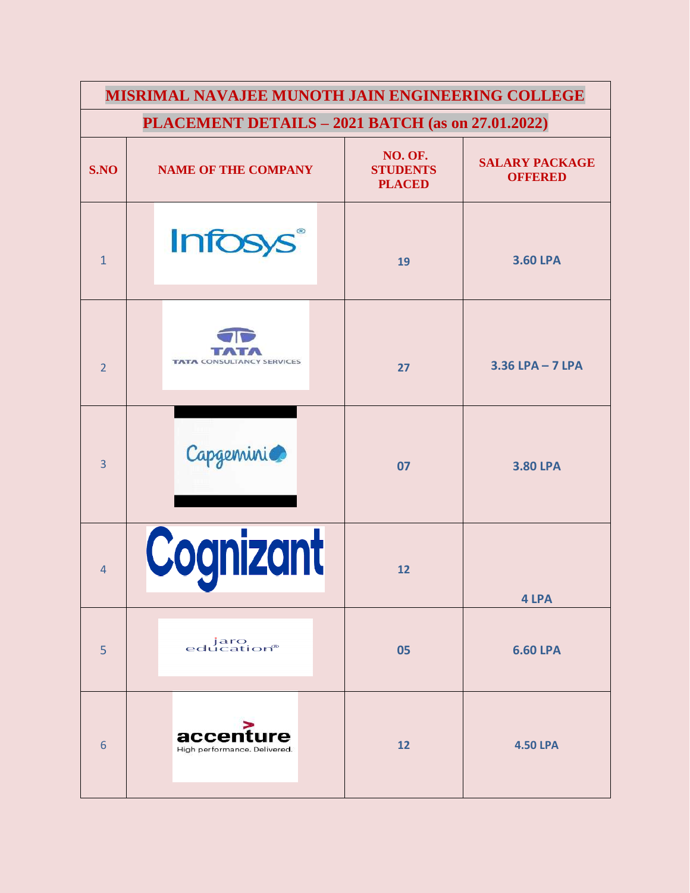# MISRIMAL NAVAJEE MUNOTH JAIN ENGINEERING COLLEGE

## PLACEMENT DETAILS – 2021 BATCH (as on 27.01.2022)

| S.NO | NAME OF THE COMPANY | NO. OF. STUDENTS PLACED | SALARY PACKAGE OFFERED |
|---|---|---|---|
| 1 | Infosys | 19 | 3.60 LPA |
| 2 | TATA CONSULTANCY SERVICES | 27 | 3.36 LPA – 7 LPA |
| 3 | Capgemini | 07 | 3.80 LPA |
| 4 | Cognizant | 12 | 4 LPA |
| 5 | jaro education | 05 | 6.60 LPA |
| 6 | accenture High performance. Delivered. | 12 | 4.50 LPA |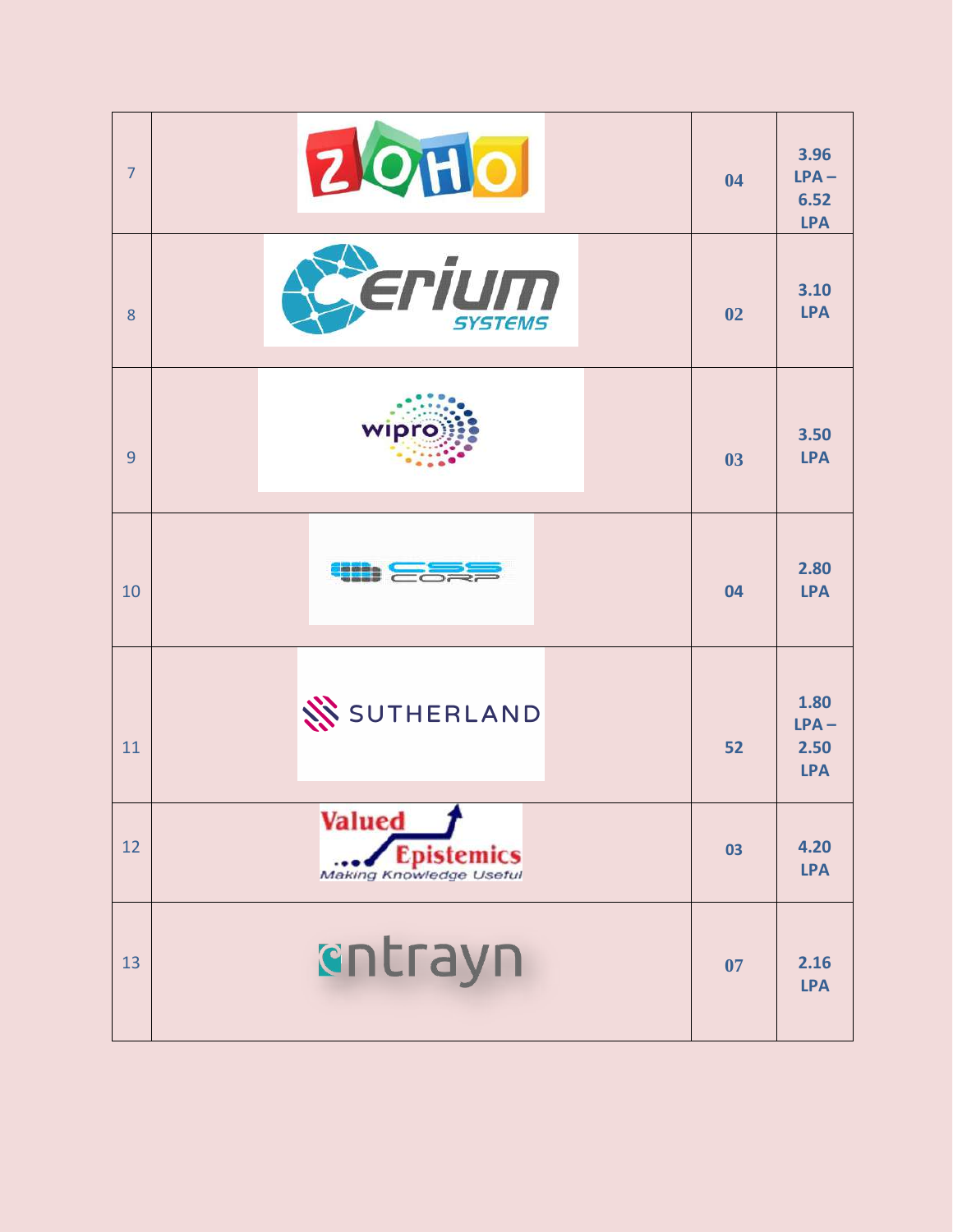| 7 | ZOHO | 04 | 3.96 LPA – 6.52 LPA |
|---|---|---|---|
| 8 | Cerium SYSTEMS | 02 | 3.10 LPA |
| 9 | wipro | 03 | 3.50 LPA |
| 10 | CSS CORP | 04 | 2.80 LPA |
| 11 | SUTHERLAND | 52 | 1.80 LPA – 2.50 LPA |
| 12 | Valued Epistemics Making Knowledge Useful | 03 | 4.20 LPA |
| 13 | entrayn | 07 | 2.16 LPA |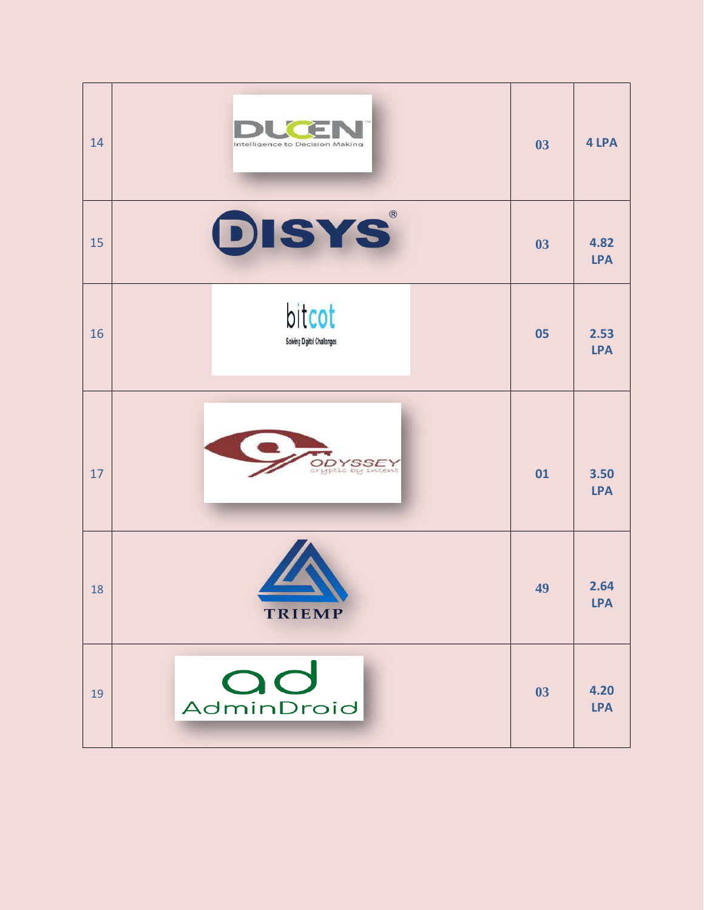| 14 | DUCEN Intelligence to Decision Making | 03 | 4 LPA |
|---|---|---|---|
| 15 | DISYS | 03 | 4.82 LPA |
| 16 | bitcot Solving Digital Challenges | 05 | 2.53 LPA |
| 17 | ODYSSEY cryptic by intent | 01 | 3.50 LPA |
| 18 | TRIEMP | 49 | 2.64 LPA |
| 19 | ad AdminDroid | 03 | 4.20 LPA |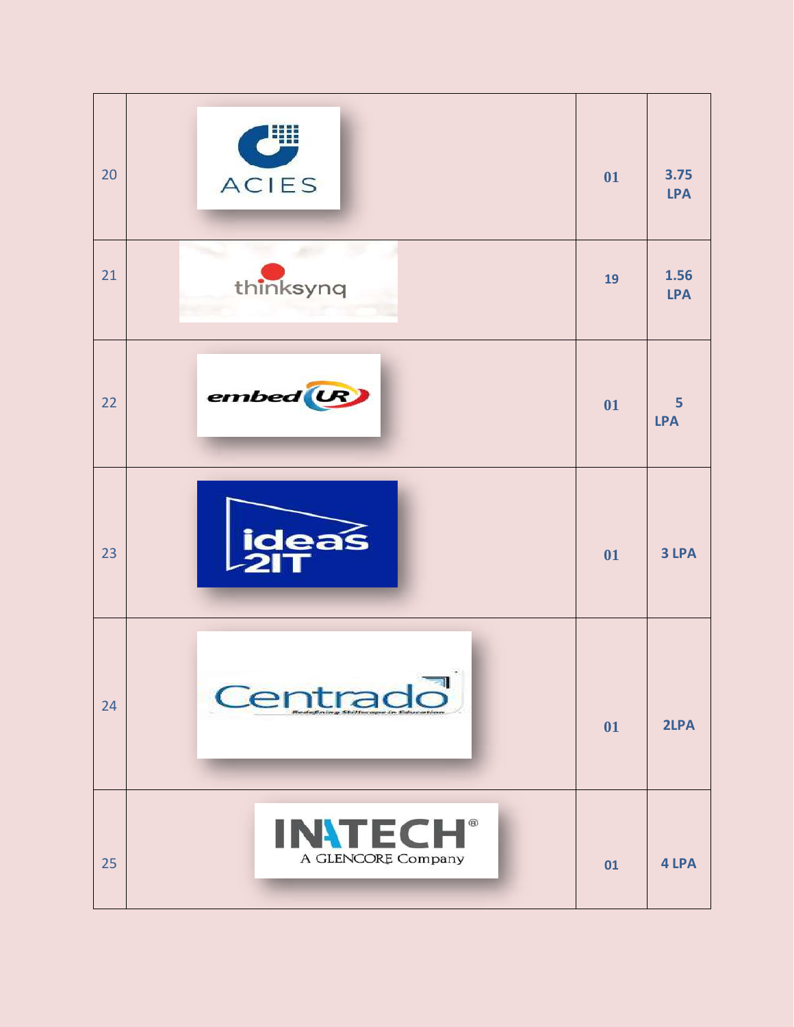| 20 | ACIES | 01 | 3.75 LPA |
|---|---|---|---|
| 21 | thinksynq | 19 | 1.56 LPA |
| 22 | embedUR | 01 | 5 LPA |
| 23 | ideas2IT | 01 | 3 LPA |
| 24 | Centrado | 01 | 2LPA |
| 25 | INATECH A GLENCORE Company | 01 | 4 LPA |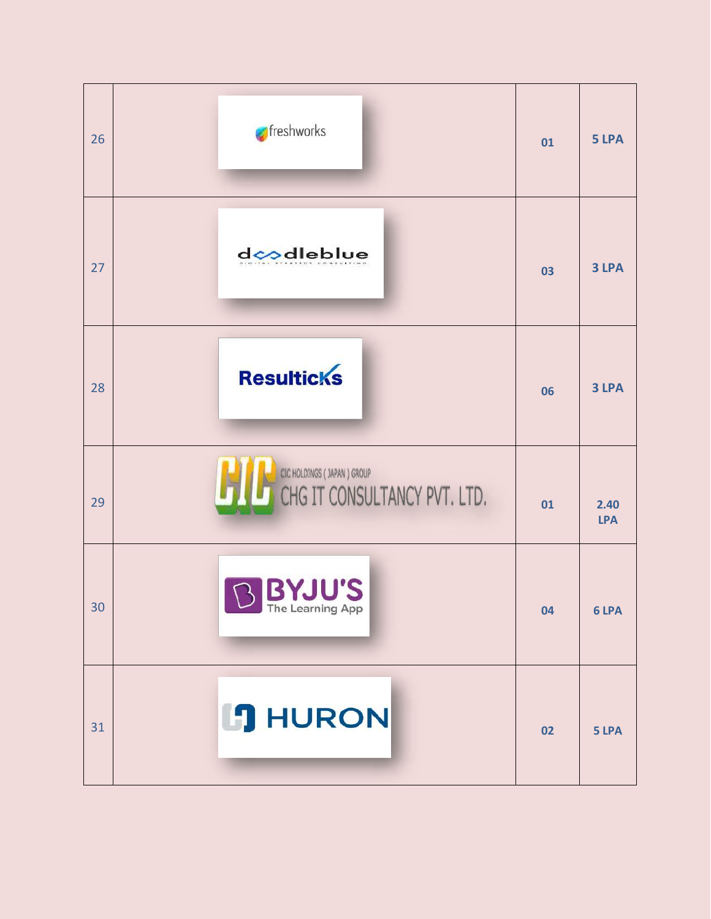| 26 | freshworks | 01 | 5 LPA |
|---|---|---|---|
| 27 | doodleblue DIGITAL STRATEGY CONSULTING | 03 | 3 LPA |
| 28 | Resulticks | 06 | 3 LPA |
| 29 | CIC HOLDINGS ( JAPAN ) GROUP CHG IT CONSULTANCY PVT. LTD. | 01 | 2.40 LPA |
| 30 | BYJU'S The Learning App | 04 | 6 LPA |
| 31 | HURON | 02 | 5 LPA |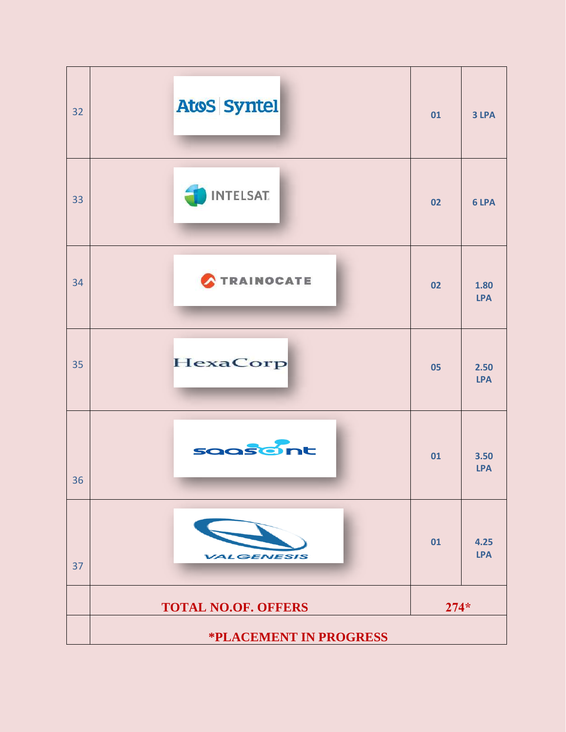| 32 | Atos Syntel | 01 | 3 LPA |
|---|---|---|---|
| 33 | INTELSAT | 02 | 6 LPA |
| 34 | TRAINOCATE | 02 | 1.80 LPA |
| 35 | HexaCorp | 05 | 2.50 LPA |
| 36 | saasant | 01 | 3.50 LPA |
| 37 | VALGENESIS | 01 | 4.25 LPA |
| | **TOTAL NO.OF. OFFERS** | **274*** | |
| | **\*PLACEMENT IN PROGRESS** | | |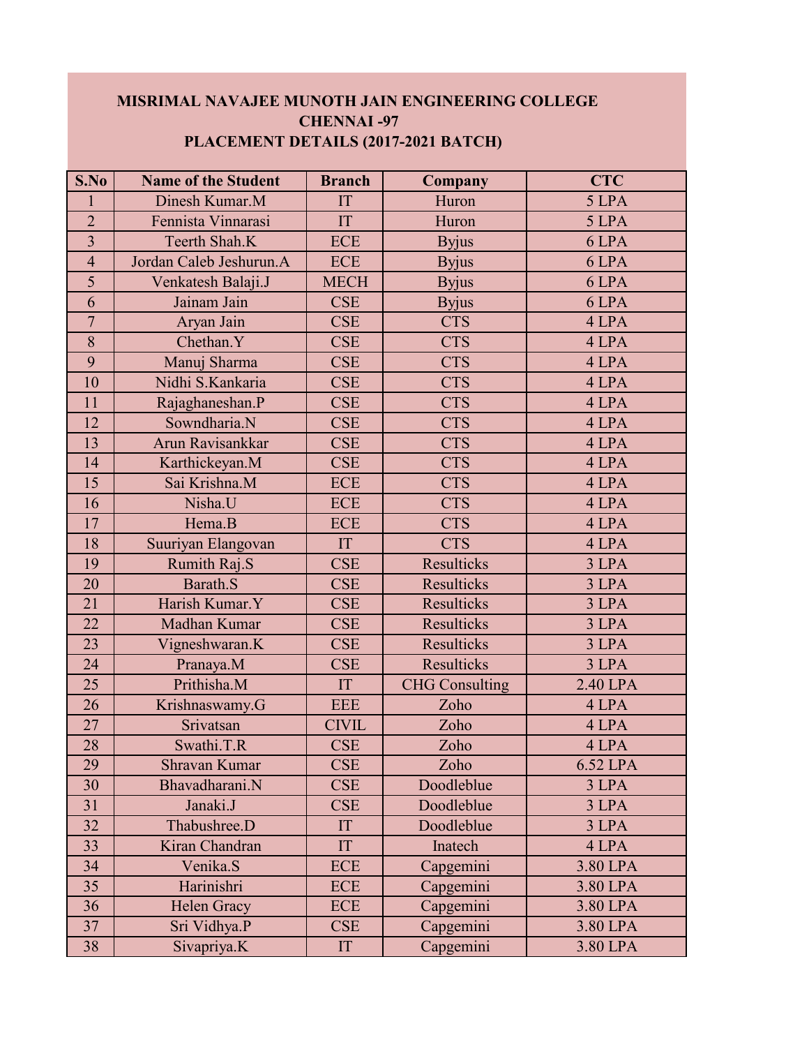# MISRIMAL NAVAJEE MUNOTH JAIN ENGINEERING COLLEGE
## CHENNAI -97
## PLACEMENT DETAILS (2017-2021 BATCH)

| S.No | Name of the Student | Branch | Company | CTC |
|---|---|---|---|---|
| 1 | Dinesh Kumar.M | IT | Huron | 5 LPA |
| 2 | Fennista Vinnarasi | IT | Huron | 5 LPA |
| 3 | Teerth Shah.K | ECE | Byjus | 6 LPA |
| 4 | Jordan Caleb Jeshurun.A | ECE | Byjus | 6 LPA |
| 5 | Venkatesh Balaji.J | MECH | Byjus | 6 LPA |
| 6 | Jainam Jain | CSE | Byjus | 6 LPA |
| 7 | Aryan Jain | CSE | CTS | 4 LPA |
| 8 | Chethan.Y | CSE | CTS | 4 LPA |
| 9 | Manuj Sharma | CSE | CTS | 4 LPA |
| 10 | Nidhi S.Kankaria | CSE | CTS | 4 LPA |
| 11 | Rajaghaneshan.P | CSE | CTS | 4 LPA |
| 12 | Sowndharia.N | CSE | CTS | 4 LPA |
| 13 | Arun Ravisankkar | CSE | CTS | 4 LPA |
| 14 | Karthickeyan.M | CSE | CTS | 4 LPA |
| 15 | Sai Krishna.M | ECE | CTS | 4 LPA |
| 16 | Nisha.U | ECE | CTS | 4 LPA |
| 17 | Hema.B | ECE | CTS | 4 LPA |
| 18 | Suuriyan Elangovan | IT | CTS | 4 LPA |
| 19 | Rumith Raj.S | CSE | Resulticks | 3 LPA |
| 20 | Barath.S | CSE | Resulticks | 3 LPA |
| 21 | Harish Kumar.Y | CSE | Resulticks | 3 LPA |
| 22 | Madhan Kumar | CSE | Resulticks | 3 LPA |
| 23 | Vigneshwaran.K | CSE | Resulticks | 3 LPA |
| 24 | Pranaya.M | CSE | Resulticks | 3 LPA |
| 25 | Prithisha.M | IT | CHG Consulting | 2.40 LPA |
| 26 | Krishnaswamy.G | EEE | Zoho | 4 LPA |
| 27 | Srivatsan | CIVIL | Zoho | 4 LPA |
| 28 | Swathi.T.R | CSE | Zoho | 4 LPA |
| 29 | Shravan Kumar | CSE | Zoho | 6.52 LPA |
| 30 | Bhavadharani.N | CSE | Doodleblue | 3 LPA |
| 31 | Janaki.J | CSE | Doodleblue | 3 LPA |
| 32 | Thabushree.D | IT | Doodleblue | 3 LPA |
| 33 | Kiran Chandran | IT | Inatech | 4 LPA |
| 34 | Venika.S | ECE | Capgemini | 3.80 LPA |
| 35 | Harinishri | ECE | Capgemini | 3.80 LPA |
| 36 | Helen Gracy | ECE | Capgemini | 3.80 LPA |
| 37 | Sri Vidhya.P | CSE | Capgemini | 3.80 LPA |
| 38 | Sivapriya.K | IT | Capgemini | 3.80 LPA |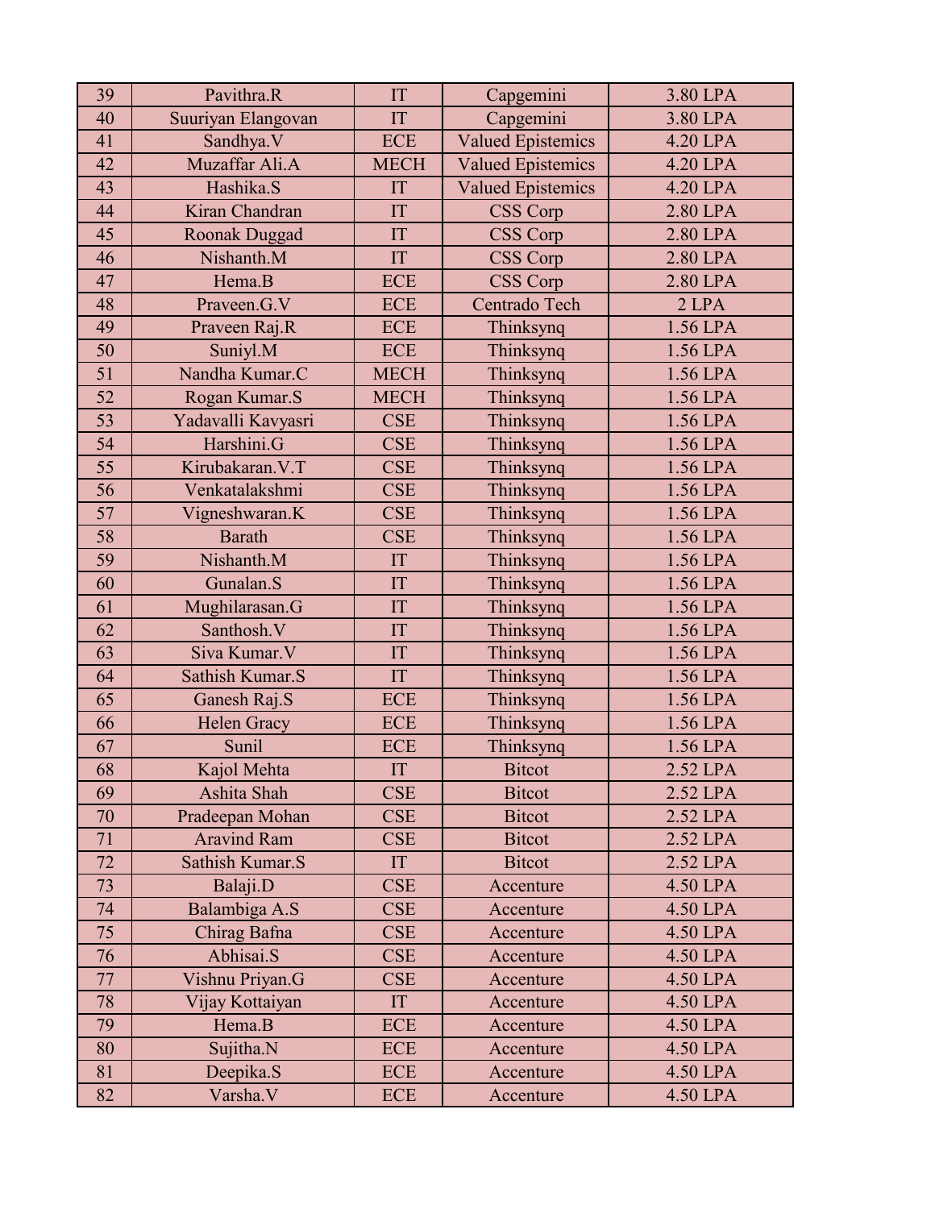| 39 | Pavithra.R | IT | Capgemini | 3.80 LPA |
|---|---|---|---|---|
| 40 | Suuriyan Elangovan | IT | Capgemini | 3.80 LPA |
| 41 | Sandhya.V | ECE | Valued Epistemics | 4.20 LPA |
| 42 | Muzaffar Ali.A | MECH | Valued Epistemics | 4.20 LPA |
| 43 | Hashika.S | IT | Valued Epistemics | 4.20 LPA |
| 44 | Kiran Chandran | IT | CSS Corp | 2.80 LPA |
| 45 | Roonak Duggad | IT | CSS Corp | 2.80 LPA |
| 46 | Nishanth.M | IT | CSS Corp | 2.80 LPA |
| 47 | Hema.B | ECE | CSS Corp | 2.80 LPA |
| 48 | Praveen.G.V | ECE | Centrado Tech | 2 LPA |
| 49 | Praveen Raj.R | ECE | Thinksynq | 1.56 LPA |
| 50 | Suniyl.M | ECE | Thinksynq | 1.56 LPA |
| 51 | Nandha Kumar.C | MECH | Thinksynq | 1.56 LPA |
| 52 | Rogan Kumar.S | MECH | Thinksynq | 1.56 LPA |
| 53 | Yadavalli Kavyasri | CSE | Thinksynq | 1.56 LPA |
| 54 | Harshini.G | CSE | Thinksynq | 1.56 LPA |
| 55 | Kirubakaran.V.T | CSE | Thinksynq | 1.56 LPA |
| 56 | Venkatalakshmi | CSE | Thinksynq | 1.56 LPA |
| 57 | Vigneshwaran.K | CSE | Thinksynq | 1.56 LPA |
| 58 | Barath | CSE | Thinksynq | 1.56 LPA |
| 59 | Nishanth.M | IT | Thinksynq | 1.56 LPA |
| 60 | Gunalan.S | IT | Thinksynq | 1.56 LPA |
| 61 | Mughilarasan.G | IT | Thinksynq | 1.56 LPA |
| 62 | Santhosh.V | IT | Thinksynq | 1.56 LPA |
| 63 | Siva Kumar.V | IT | Thinksynq | 1.56 LPA |
| 64 | Sathish Kumar.S | IT | Thinksynq | 1.56 LPA |
| 65 | Ganesh Raj.S | ECE | Thinksynq | 1.56 LPA |
| 66 | Helen Gracy | ECE | Thinksynq | 1.56 LPA |
| 67 | Sunil | ECE | Thinksynq | 1.56 LPA |
| 68 | Kajol Mehta | IT | Bitcot | 2.52 LPA |
| 69 | Ashita Shah | CSE | Bitcot | 2.52 LPA |
| 70 | Pradeepan Mohan | CSE | Bitcot | 2.52 LPA |
| 71 | Aravind Ram | CSE | Bitcot | 2.52 LPA |
| 72 | Sathish Kumar.S | IT | Bitcot | 2.52 LPA |
| 73 | Balaji.D | CSE | Accenture | 4.50 LPA |
| 74 | Balambiga A.S | CSE | Accenture | 4.50 LPA |
| 75 | Chirag Bafna | CSE | Accenture | 4.50 LPA |
| 76 | Abhisai.S | CSE | Accenture | 4.50 LPA |
| 77 | Vishnu Priyan.G | CSE | Accenture | 4.50 LPA |
| 78 | Vijay Kottaiyan | IT | Accenture | 4.50 LPA |
| 79 | Hema.B | ECE | Accenture | 4.50 LPA |
| 80 | Sujitha.N | ECE | Accenture | 4.50 LPA |
| 81 | Deepika.S | ECE | Accenture | 4.50 LPA |
| 82 | Varsha.V | ECE | Accenture | 4.50 LPA |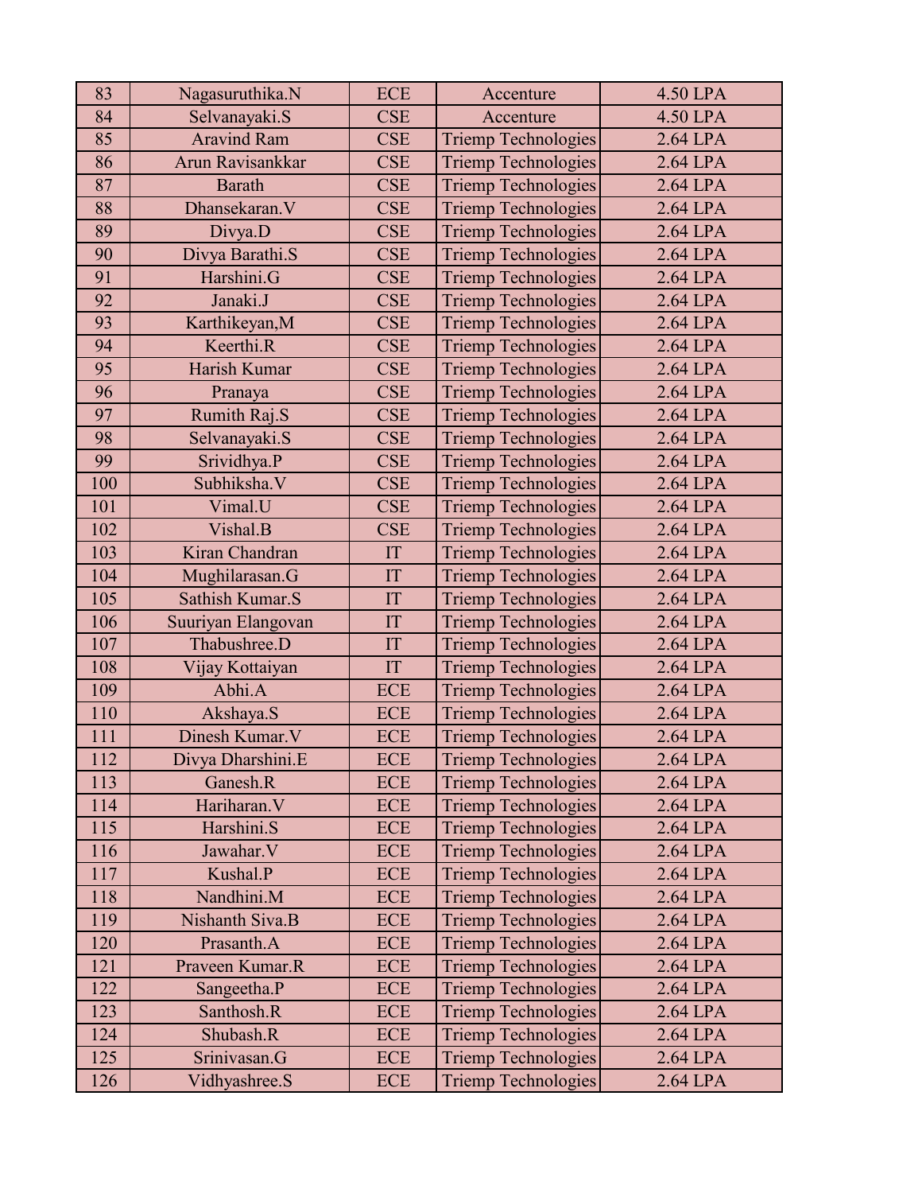| 83 | Nagasuruthika.N | ECE | Accenture | 4.50 LPA |
|---|---|---|---|---|
| 84 | Selvanayaki.S | CSE | Accenture | 4.50 LPA |
| 85 | Aravind Ram | CSE | Triemp Technologies | 2.64 LPA |
| 86 | Arun Ravisankkar | CSE | Triemp Technologies | 2.64 LPA |
| 87 | Barath | CSE | Triemp Technologies | 2.64 LPA |
| 88 | Dhansekaran.V | CSE | Triemp Technologies | 2.64 LPA |
| 89 | Divya.D | CSE | Triemp Technologies | 2.64 LPA |
| 90 | Divya Barathi.S | CSE | Triemp Technologies | 2.64 LPA |
| 91 | Harshini.G | CSE | Triemp Technologies | 2.64 LPA |
| 92 | Janaki.J | CSE | Triemp Technologies | 2.64 LPA |
| 93 | Karthikeyan,M | CSE | Triemp Technologies | 2.64 LPA |
| 94 | Keerthi.R | CSE | Triemp Technologies | 2.64 LPA |
| 95 | Harish Kumar | CSE | Triemp Technologies | 2.64 LPA |
| 96 | Pranaya | CSE | Triemp Technologies | 2.64 LPA |
| 97 | Rumith Raj.S | CSE | Triemp Technologies | 2.64 LPA |
| 98 | Selvanayaki.S | CSE | Triemp Technologies | 2.64 LPA |
| 99 | Srividhya.P | CSE | Triemp Technologies | 2.64 LPA |
| 100 | Subhiksha.V | CSE | Triemp Technologies | 2.64 LPA |
| 101 | Vimal.U | CSE | Triemp Technologies | 2.64 LPA |
| 102 | Vishal.B | CSE | Triemp Technologies | 2.64 LPA |
| 103 | Kiran Chandran | IT | Triemp Technologies | 2.64 LPA |
| 104 | Mughilarasan.G | IT | Triemp Technologies | 2.64 LPA |
| 105 | Sathish Kumar.S | IT | Triemp Technologies | 2.64 LPA |
| 106 | Suuriyan Elangovan | IT | Triemp Technologies | 2.64 LPA |
| 107 | Thabushree.D | IT | Triemp Technologies | 2.64 LPA |
| 108 | Vijay Kottaiyan | IT | Triemp Technologies | 2.64 LPA |
| 109 | Abhi.A | ECE | Triemp Technologies | 2.64 LPA |
| 110 | Akshaya.S | ECE | Triemp Technologies | 2.64 LPA |
| 111 | Dinesh Kumar.V | ECE | Triemp Technologies | 2.64 LPA |
| 112 | Divya Dharshini.E | ECE | Triemp Technologies | 2.64 LPA |
| 113 | Ganesh.R | ECE | Triemp Technologies | 2.64 LPA |
| 114 | Hariharan.V | ECE | Triemp Technologies | 2.64 LPA |
| 115 | Harshini.S | ECE | Triemp Technologies | 2.64 LPA |
| 116 | Jawahar.V | ECE | Triemp Technologies | 2.64 LPA |
| 117 | Kushal.P | ECE | Triemp Technologies | 2.64 LPA |
| 118 | Nandhini.M | ECE | Triemp Technologies | 2.64 LPA |
| 119 | Nishanth Siva.B | ECE | Triemp Technologies | 2.64 LPA |
| 120 | Prasanth.A | ECE | Triemp Technologies | 2.64 LPA |
| 121 | Praveen Kumar.R | ECE | Triemp Technologies | 2.64 LPA |
| 122 | Sangeetha.P | ECE | Triemp Technologies | 2.64 LPA |
| 123 | Santhosh.R | ECE | Triemp Technologies | 2.64 LPA |
| 124 | Shubash.R | ECE | Triemp Technologies | 2.64 LPA |
| 125 | Srinivasan.G | ECE | Triemp Technologies | 2.64 LPA |
| 126 | Vidhyashree.S | ECE | Triemp Technologies | 2.64 LPA |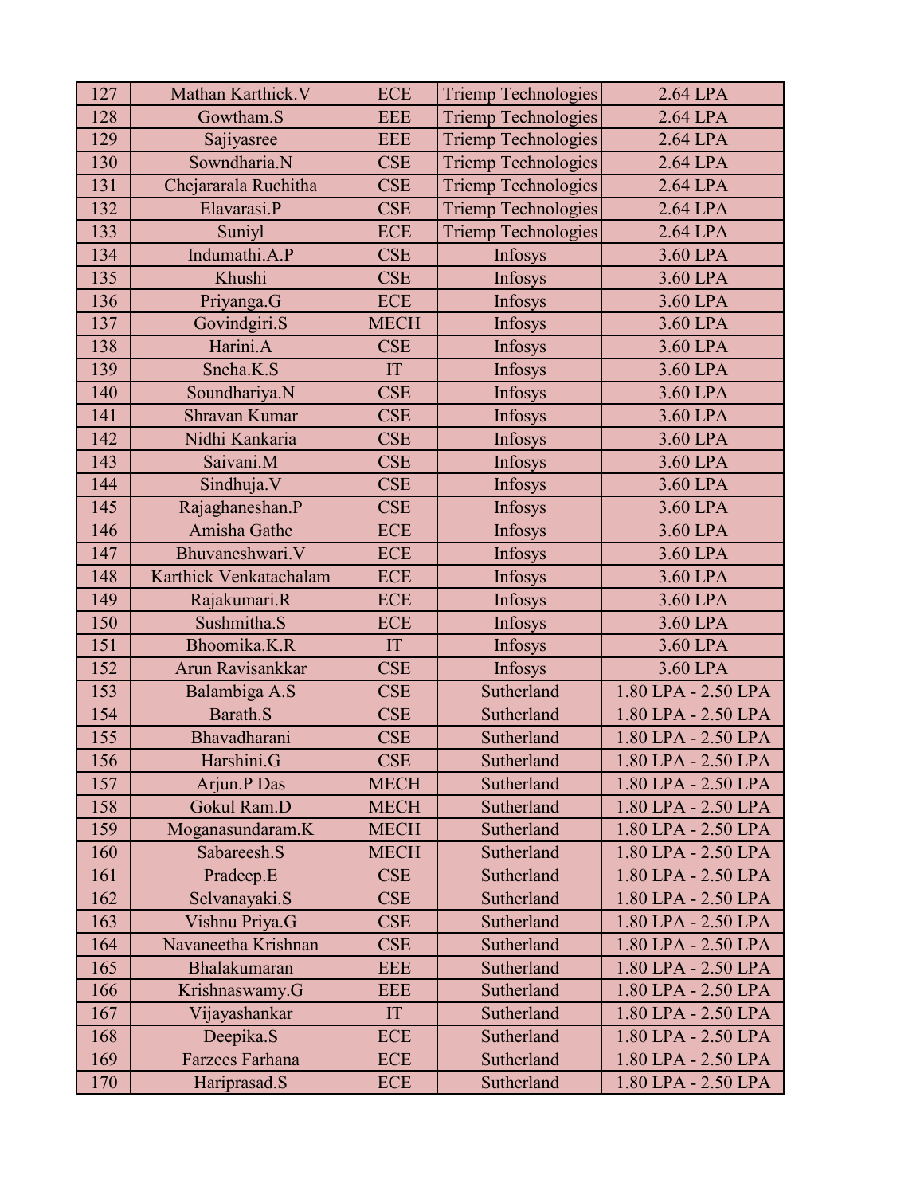| 127 | Mathan Karthick.V | ECE | Triemp Technologies | 2.64 LPA |
|---|---|---|---|---|
| 128 | Gowtham.S | EEE | Triemp Technologies | 2.64 LPA |
| 129 | Sajiyasree | EEE | Triemp Technologies | 2.64 LPA |
| 130 | Sowndharia.N | CSE | Triemp Technologies | 2.64 LPA |
| 131 | Chejararala Ruchitha | CSE | Triemp Technologies | 2.64 LPA |
| 132 | Elavarasi.P | CSE | Triemp Technologies | 2.64 LPA |
| 133 | Suniyl | ECE | Triemp Technologies | 2.64 LPA |
| 134 | Indumathi.A.P | CSE | Infosys | 3.60 LPA |
| 135 | Khushi | CSE | Infosys | 3.60 LPA |
| 136 | Priyanga.G | ECE | Infosys | 3.60 LPA |
| 137 | Govindgiri.S | MECH | Infosys | 3.60 LPA |
| 138 | Harini.A | CSE | Infosys | 3.60 LPA |
| 139 | Sneha.K.S | IT | Infosys | 3.60 LPA |
| 140 | Soundhariya.N | CSE | Infosys | 3.60 LPA |
| 141 | Shravan Kumar | CSE | Infosys | 3.60 LPA |
| 142 | Nidhi Kankaria | CSE | Infosys | 3.60 LPA |
| 143 | Saivani.M | CSE | Infosys | 3.60 LPA |
| 144 | Sindhuja.V | CSE | Infosys | 3.60 LPA |
| 145 | Rajaghaneshan.P | CSE | Infosys | 3.60 LPA |
| 146 | Amisha Gathe | ECE | Infosys | 3.60 LPA |
| 147 | Bhuvaneshwari.V | ECE | Infosys | 3.60 LPA |
| 148 | Karthick Venkatachalam | ECE | Infosys | 3.60 LPA |
| 149 | Rajakumari.R | ECE | Infosys | 3.60 LPA |
| 150 | Sushmitha.S | ECE | Infosys | 3.60 LPA |
| 151 | Bhoomika.K.R | IT | Infosys | 3.60 LPA |
| 152 | Arun Ravisankkar | CSE | Infosys | 3.60 LPA |
| 153 | Balambiga A.S | CSE | Sutherland | 1.80 LPA - 2.50 LPA |
| 154 | Barath.S | CSE | Sutherland | 1.80 LPA - 2.50 LPA |
| 155 | Bhavadharani | CSE | Sutherland | 1.80 LPA - 2.50 LPA |
| 156 | Harshini.G | CSE | Sutherland | 1.80 LPA - 2.50 LPA |
| 157 | Arjun.P Das | MECH | Sutherland | 1.80 LPA - 2.50 LPA |
| 158 | Gokul Ram.D | MECH | Sutherland | 1.80 LPA - 2.50 LPA |
| 159 | Moganasundaram.K | MECH | Sutherland | 1.80 LPA - 2.50 LPA |
| 160 | Sabareesh.S | MECH | Sutherland | 1.80 LPA - 2.50 LPA |
| 161 | Pradeep.E | CSE | Sutherland | 1.80 LPA - 2.50 LPA |
| 162 | Selvanayaki.S | CSE | Sutherland | 1.80 LPA - 2.50 LPA |
| 163 | Vishnu Priya.G | CSE | Sutherland | 1.80 LPA - 2.50 LPA |
| 164 | Navaneetha Krishnan | CSE | Sutherland | 1.80 LPA - 2.50 LPA |
| 165 | Bhalakumaran | EEE | Sutherland | 1.80 LPA - 2.50 LPA |
| 166 | Krishnaswamy.G | EEE | Sutherland | 1.80 LPA - 2.50 LPA |
| 167 | Vijayashankar | IT | Sutherland | 1.80 LPA - 2.50 LPA |
| 168 | Deepika.S | ECE | Sutherland | 1.80 LPA - 2.50 LPA |
| 169 | Farzees Farhana | ECE | Sutherland | 1.80 LPA - 2.50 LPA |
| 170 | Hariprasad.S | ECE | Sutherland | 1.80 LPA - 2.50 LPA |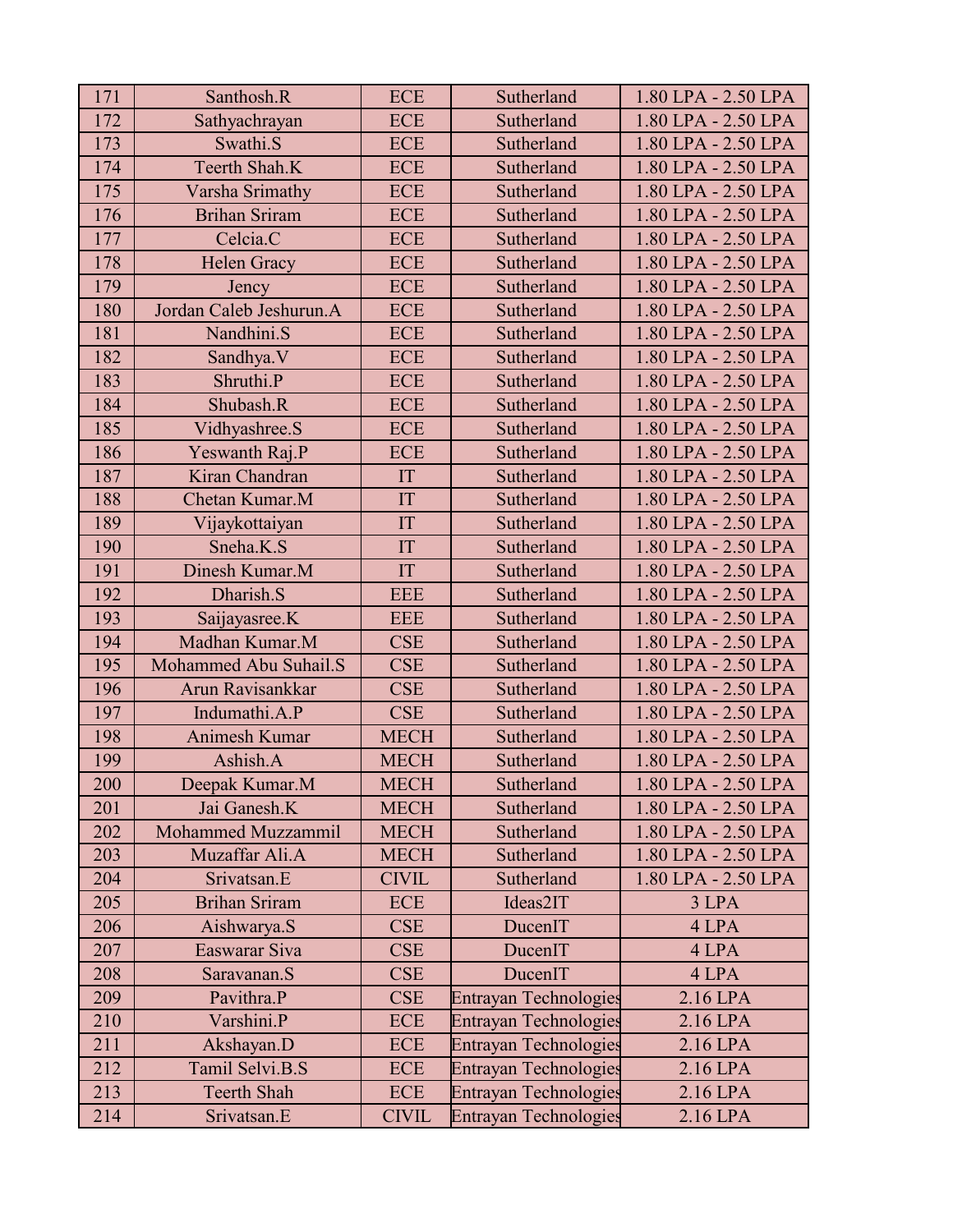| 171 | Santhosh.R | ECE | Sutherland | 1.80 LPA - 2.50 LPA |
|---|---|---|---|---|
| 172 | Sathyachrayan | ECE | Sutherland | 1.80 LPA - 2.50 LPA |
| 173 | Swathi.S | ECE | Sutherland | 1.80 LPA - 2.50 LPA |
| 174 | Teerth Shah.K | ECE | Sutherland | 1.80 LPA - 2.50 LPA |
| 175 | Varsha Srimathy | ECE | Sutherland | 1.80 LPA - 2.50 LPA |
| 176 | Brihan Sriram | ECE | Sutherland | 1.80 LPA - 2.50 LPA |
| 177 | Celcia.C | ECE | Sutherland | 1.80 LPA - 2.50 LPA |
| 178 | Helen Gracy | ECE | Sutherland | 1.80 LPA - 2.50 LPA |
| 179 | Jency | ECE | Sutherland | 1.80 LPA - 2.50 LPA |
| 180 | Jordan Caleb Jeshurun.A | ECE | Sutherland | 1.80 LPA - 2.50 LPA |
| 181 | Nandhini.S | ECE | Sutherland | 1.80 LPA - 2.50 LPA |
| 182 | Sandhya.V | ECE | Sutherland | 1.80 LPA - 2.50 LPA |
| 183 | Shruthi.P | ECE | Sutherland | 1.80 LPA - 2.50 LPA |
| 184 | Shubash.R | ECE | Sutherland | 1.80 LPA - 2.50 LPA |
| 185 | Vidhyashree.S | ECE | Sutherland | 1.80 LPA - 2.50 LPA |
| 186 | Yeswanth Raj.P | ECE | Sutherland | 1.80 LPA - 2.50 LPA |
| 187 | Kiran Chandran | IT | Sutherland | 1.80 LPA - 2.50 LPA |
| 188 | Chetan Kumar.M | IT | Sutherland | 1.80 LPA - 2.50 LPA |
| 189 | Vijaykottaiyan | IT | Sutherland | 1.80 LPA - 2.50 LPA |
| 190 | Sneha.K.S | IT | Sutherland | 1.80 LPA - 2.50 LPA |
| 191 | Dinesh Kumar.M | IT | Sutherland | 1.80 LPA - 2.50 LPA |
| 192 | Dharish.S | EEE | Sutherland | 1.80 LPA - 2.50 LPA |
| 193 | Saijayasree.K | EEE | Sutherland | 1.80 LPA - 2.50 LPA |
| 194 | Madhan Kumar.M | CSE | Sutherland | 1.80 LPA - 2.50 LPA |
| 195 | Mohammed Abu Suhail.S | CSE | Sutherland | 1.80 LPA - 2.50 LPA |
| 196 | Arun Ravisankkar | CSE | Sutherland | 1.80 LPA - 2.50 LPA |
| 197 | Indumathi.A.P | CSE | Sutherland | 1.80 LPA - 2.50 LPA |
| 198 | Animesh Kumar | MECH | Sutherland | 1.80 LPA - 2.50 LPA |
| 199 | Ashish.A | MECH | Sutherland | 1.80 LPA - 2.50 LPA |
| 200 | Deepak Kumar.M | MECH | Sutherland | 1.80 LPA - 2.50 LPA |
| 201 | Jai Ganesh.K | MECH | Sutherland | 1.80 LPA - 2.50 LPA |
| 202 | Mohammed Muzzammil | MECH | Sutherland | 1.80 LPA - 2.50 LPA |
| 203 | Muzaffar Ali.A | MECH | Sutherland | 1.80 LPA - 2.50 LPA |
| 204 | Srivatsan.E | CIVIL | Sutherland | 1.80 LPA - 2.50 LPA |
| 205 | Brihan Sriram | ECE | Ideas2IT | 3 LPA |
| 206 | Aishwarya.S | CSE | DucenIT | 4 LPA |
| 207 | Easwarar Siva | CSE | DucenIT | 4 LPA |
| 208 | Saravanan.S | CSE | DucenIT | 4 LPA |
| 209 | Pavithra.P | CSE | Entrayan Technologies | 2.16 LPA |
| 210 | Varshini.P | ECE | Entrayan Technologies | 2.16 LPA |
| 211 | Akshayan.D | ECE | Entrayan Technologies | 2.16 LPA |
| 212 | Tamil Selvi.B.S | ECE | Entrayan Technologies | 2.16 LPA |
| 213 | Teerth Shah | ECE | Entrayan Technologies | 2.16 LPA |
| 214 | Srivatsan.E | CIVIL | Entrayan Technologies | 2.16 LPA |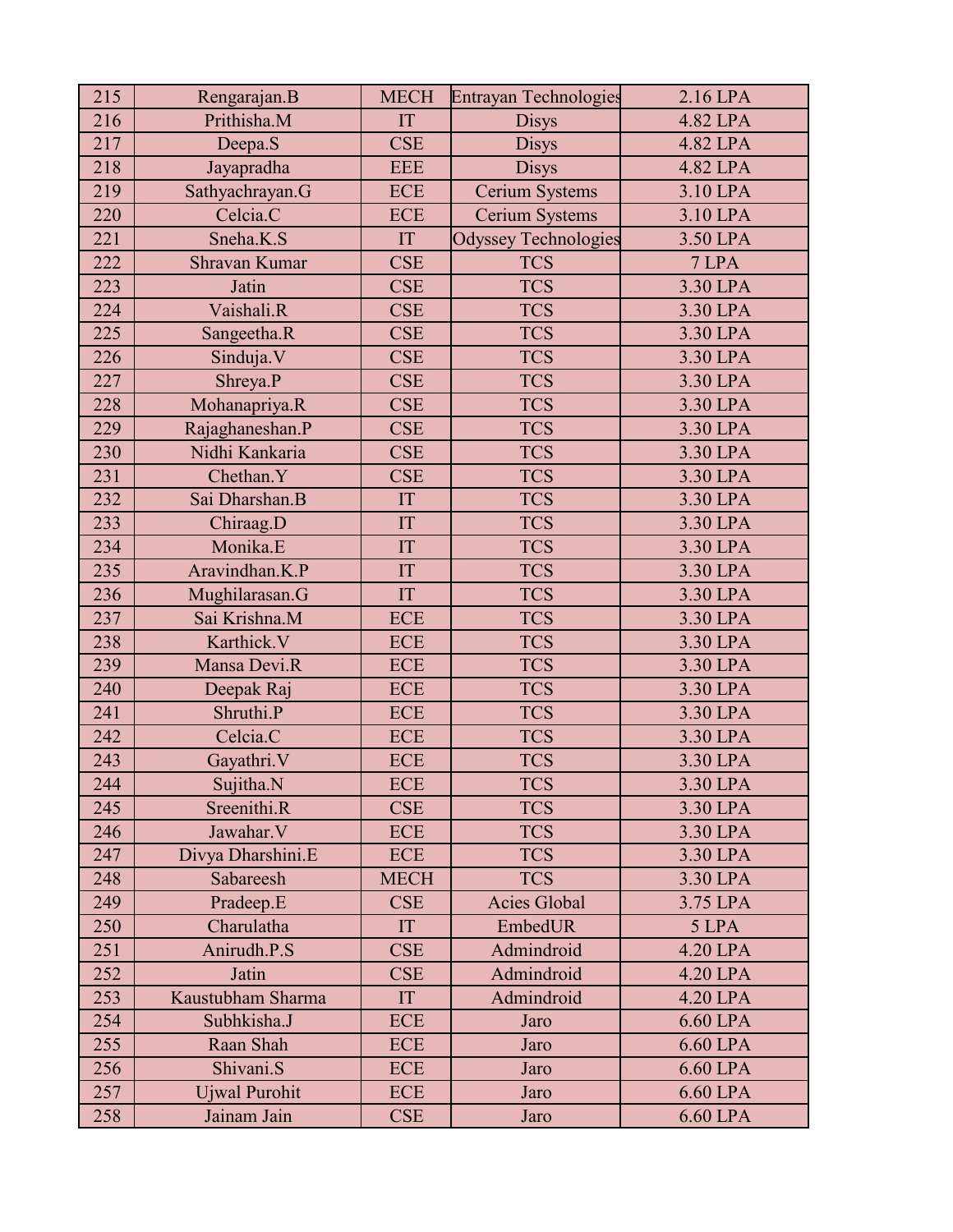| 215 | Rengarajan.B | MECH | Entrayan Technologies | 2.16 LPA |
|---|---|---|---|---|
| 216 | Prithisha.M | IT | Disys | 4.82 LPA |
| 217 | Deepa.S | CSE | Disys | 4.82 LPA |
| 218 | Jayapradha | EEE | Disys | 4.82 LPA |
| 219 | Sathyachrayan.G | ECE | Cerium Systems | 3.10 LPA |
| 220 | Celcia.C | ECE | Cerium Systems | 3.10 LPA |
| 221 | Sneha.K.S | IT | Odyssey Technologies | 3.50 LPA |
| 222 | Shravan Kumar | CSE | TCS | 7 LPA |
| 223 | Jatin | CSE | TCS | 3.30 LPA |
| 224 | Vaishali.R | CSE | TCS | 3.30 LPA |
| 225 | Sangeetha.R | CSE | TCS | 3.30 LPA |
| 226 | Sinduja.V | CSE | TCS | 3.30 LPA |
| 227 | Shreya.P | CSE | TCS | 3.30 LPA |
| 228 | Mohanapriya.R | CSE | TCS | 3.30 LPA |
| 229 | Rajaghaneshan.P | CSE | TCS | 3.30 LPA |
| 230 | Nidhi Kankaria | CSE | TCS | 3.30 LPA |
| 231 | Chethan.Y | CSE | TCS | 3.30 LPA |
| 232 | Sai Dharshan.B | IT | TCS | 3.30 LPA |
| 233 | Chiraag.D | IT | TCS | 3.30 LPA |
| 234 | Monika.E | IT | TCS | 3.30 LPA |
| 235 | Aravindhan.K.P | IT | TCS | 3.30 LPA |
| 236 | Mughilarasan.G | IT | TCS | 3.30 LPA |
| 237 | Sai Krishna.M | ECE | TCS | 3.30 LPA |
| 238 | Karthick.V | ECE | TCS | 3.30 LPA |
| 239 | Mansa Devi.R | ECE | TCS | 3.30 LPA |
| 240 | Deepak Raj | ECE | TCS | 3.30 LPA |
| 241 | Shruthi.P | ECE | TCS | 3.30 LPA |
| 242 | Celcia.C | ECE | TCS | 3.30 LPA |
| 243 | Gayathri.V | ECE | TCS | 3.30 LPA |
| 244 | Sujitha.N | ECE | TCS | 3.30 LPA |
| 245 | Sreenithi.R | CSE | TCS | 3.30 LPA |
| 246 | Jawahar.V | ECE | TCS | 3.30 LPA |
| 247 | Divya Dharshini.E | ECE | TCS | 3.30 LPA |
| 248 | Sabareesh | MECH | TCS | 3.30 LPA |
| 249 | Pradeep.E | CSE | Acies Global | 3.75 LPA |
| 250 | Charulatha | IT | EmbedUR | 5 LPA |
| 251 | Anirudh.P.S | CSE | Admindroid | 4.20 LPA |
| 252 | Jatin | CSE | Admindroid | 4.20 LPA |
| 253 | Kaustubham Sharma | IT | Admindroid | 4.20 LPA |
| 254 | Subhkisha.J | ECE | Jaro | 6.60 LPA |
| 255 | Raan Shah | ECE | Jaro | 6.60 LPA |
| 256 | Shivani.S | ECE | Jaro | 6.60 LPA |
| 257 | Ujwal Purohit | ECE | Jaro | 6.60 LPA |
| 258 | Jainam Jain | CSE | Jaro | 6.60 LPA |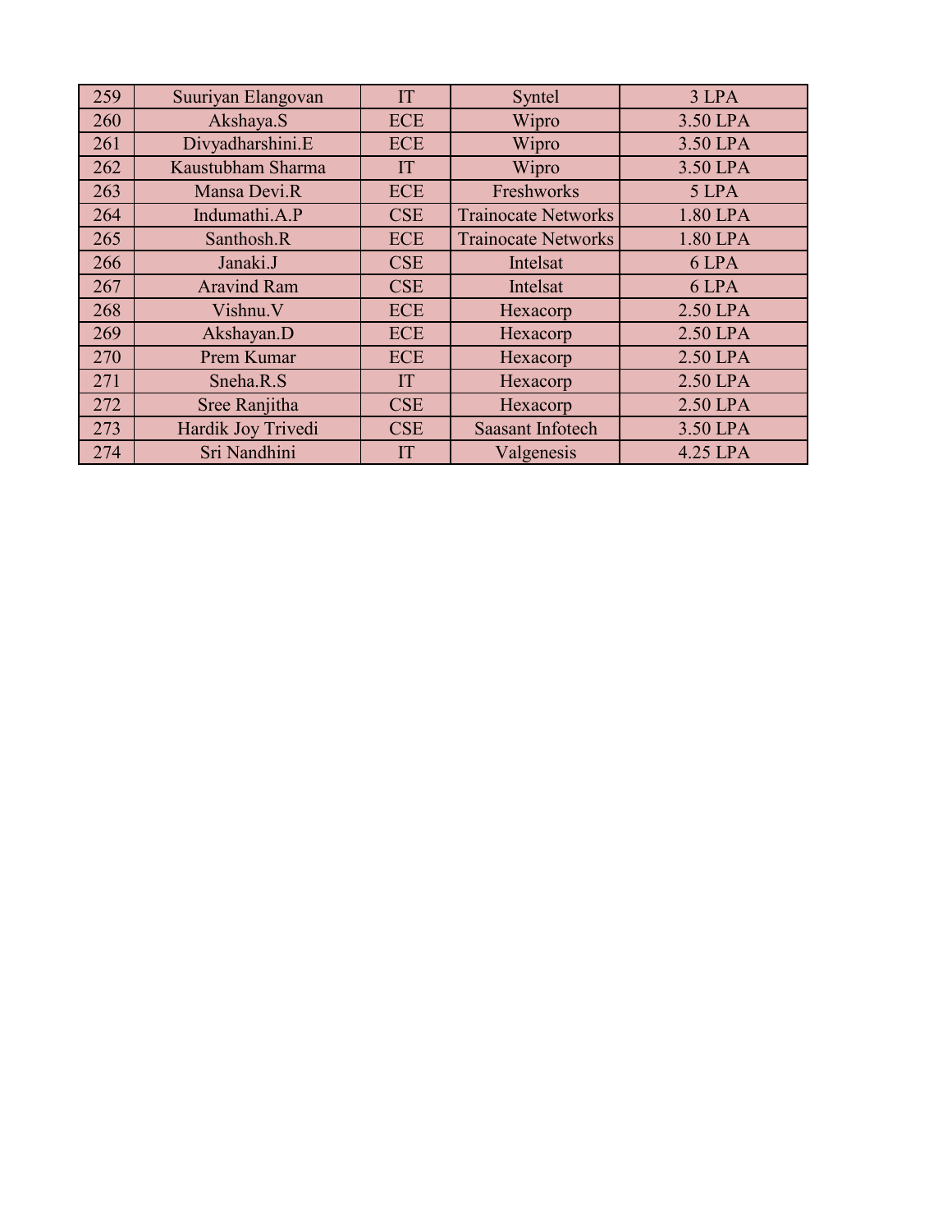| | | | | |
|---|---|---|---|---|
| 259 | Suuriyan Elangovan | IT | Syntel | 3 LPA |
| 260 | Akshaya.S | ECE | Wipro | 3.50 LPA |
| 261 | Divyadharshini.E | ECE | Wipro | 3.50 LPA |
| 262 | Kaustubham Sharma | IT | Wipro | 3.50 LPA |
| 263 | Mansa Devi.R | ECE | Freshworks | 5 LPA |
| 264 | Indumathi.A.P | CSE | Trainocate Networks | 1.80 LPA |
| 265 | Santhosh.R | ECE | Trainocate Networks | 1.80 LPA |
| 266 | Janaki.J | CSE | Intelsat | 6 LPA |
| 267 | Aravind Ram | CSE | Intelsat | 6 LPA |
| 268 | Vishnu.V | ECE | Hexacorp | 2.50 LPA |
| 269 | Akshayan.D | ECE | Hexacorp | 2.50 LPA |
| 270 | Prem Kumar | ECE | Hexacorp | 2.50 LPA |
| 271 | Sneha.R.S | IT | Hexacorp | 2.50 LPA |
| 272 | Sree Ranjitha | CSE | Hexacorp | 2.50 LPA |
| 273 | Hardik Joy Trivedi | CSE | Saasant Infotech | 3.50 LPA |
| 274 | Sri Nandhini | IT | Valgenesis | 4.25 LPA |